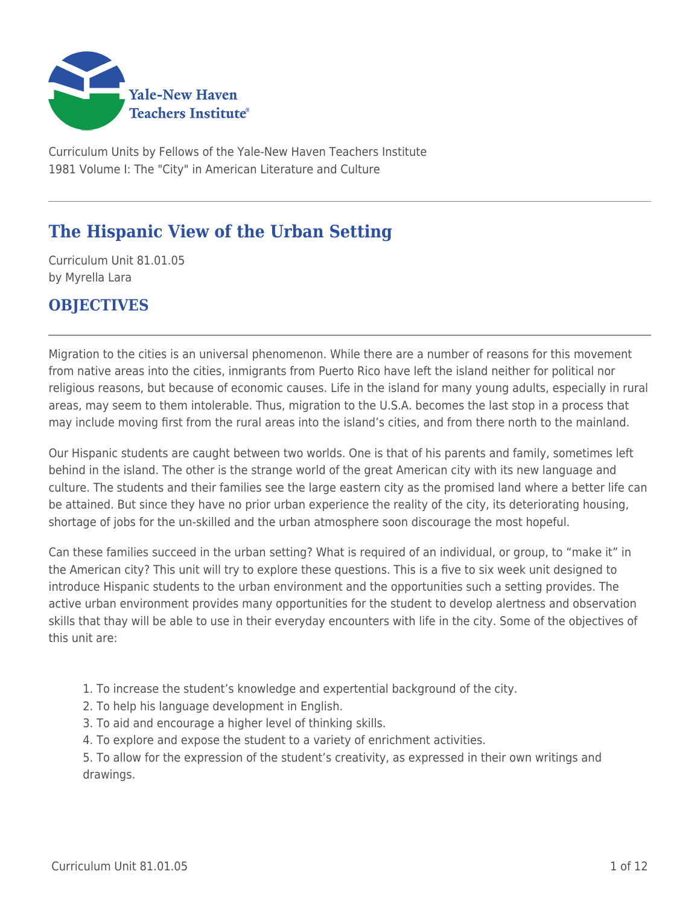Curriculum Units by Fellows of the Yale-New Haven Teachers Institute
1981 Volume I: The "City" in American Literature and Culture

# The Hispanic View of the Urban Setting

Curriculum Unit 81.01.05
by Myrella Lara

## OBJECTIVES

Migration to the cities is an universal phenomenon. While there are a number of reasons for this movement from native areas into the cities, inmigrants from Puerto Rico have left the island neither for political nor religious reasons, but because of economic causes. Life in the island for many young adults, especially in rural areas, may seem to them intolerable. Thus, migration to the U.S.A. becomes the last stop in a process that may include moving first from the rural areas into the island's cities, and from there north to the mainland.

Our Hispanic students are caught between two worlds. One is that of his parents and family, sometimes left behind in the island. The other is the strange world of the great American city with its new language and culture. The students and their families see the large eastern city as the promised land where a better life can be attained. But since they have no prior urban experience the reality of the city, its deteriorating housing, shortage of jobs for the un-skilled and the urban atmosphere soon discourage the most hopeful.

Can these families succeed in the urban setting? What is required of an individual, or group, to "make it" in the American city? This unit will try to explore these questions. This is a five to six week unit designed to introduce Hispanic students to the urban environment and the opportunities such a setting provides. The active urban environment provides many opportunities for the student to develop alertness and observation skills that thay will be able to use in their everyday encounters with life in the city. Some of the objectives of this unit are:

1. To increase the student's knowledge and expertential background of the city.
2. To help his language development in English.
3. To aid and encourage a higher level of thinking skills.
4. To explore and expose the student to a variety of enrichment activities.
5. To allow for the expression of the student's creativity, as expressed in their own writings and drawings.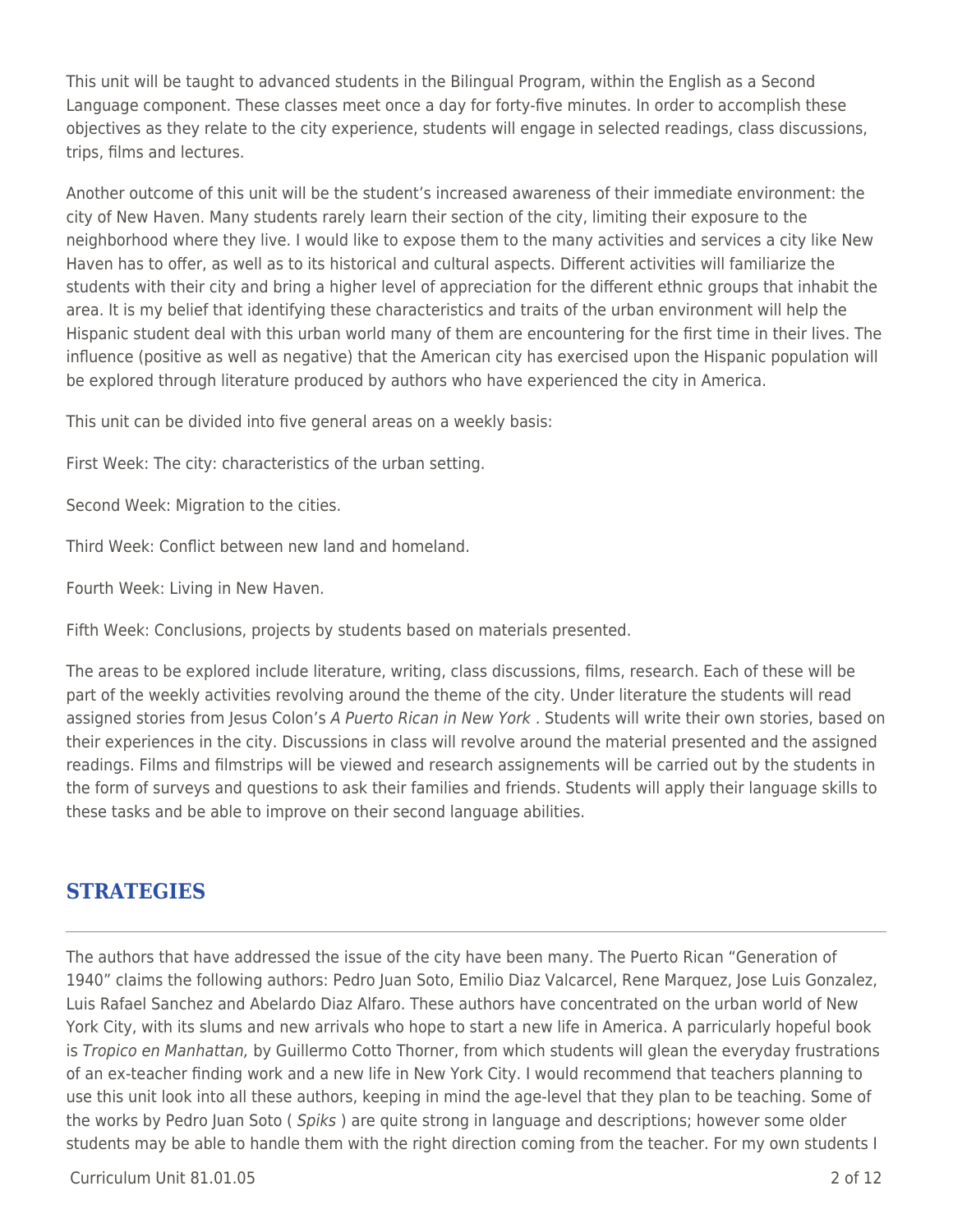This unit will be taught to advanced students in the Bilingual Program, within the English as a Second Language component. These classes meet once a day for forty-five minutes. In order to accomplish these objectives as they relate to the city experience, students will engage in selected readings, class discussions, trips, films and lectures.

Another outcome of this unit will be the student's increased awareness of their immediate environment: the city of New Haven. Many students rarely learn their section of the city, limiting their exposure to the neighborhood where they live. I would like to expose them to the many activities and services a city like New Haven has to offer, as well as to its historical and cultural aspects. Different activities will familiarize the students with their city and bring a higher level of appreciation for the different ethnic groups that inhabit the area. It is my belief that identifying these characteristics and traits of the urban environment will help the Hispanic student deal with this urban world many of them are encountering for the first time in their lives. The influence (positive as well as negative) that the American city has exercised upon the Hispanic population will be explored through literature produced by authors who have experienced the city in America.

This unit can be divided into five general areas on a weekly basis:

First Week: The city: characteristics of the urban setting.

Second Week: Migration to the cities.

Third Week: Conflict between new land and homeland.

Fourth Week: Living in New Haven.

Fifth Week: Conclusions, projects by students based on materials presented.

The areas to be explored include literature, writing, class discussions, films, research. Each of these will be part of the weekly activities revolving around the theme of the city. Under literature the students will read assigned stories from Jesus Colon's *A Puerto Rican in New York* . Students will write their own stories, based on their experiences in the city. Discussions in class will revolve around the material presented and the assigned readings. Films and filmstrips will be viewed and research assignements will be carried out by the students in the form of surveys and questions to ask their families and friends. Students will apply their language skills to these tasks and be able to improve on their second language abilities.

## STRATEGIES

The authors that have addressed the issue of the city have been many. The Puerto Rican "Generation of 1940" claims the following authors: Pedro Juan Soto, Emilio Diaz Valcarcel, Rene Marquez, Jose Luis Gonzalez, Luis Rafael Sanchez and Abelardo Diaz Alfaro. These authors have concentrated on the urban world of New York City, with its slums and new arrivals who hope to start a new life in America. A parricularly hopeful book is *Tropico en Manhattan,* by Guillermo Cotto Thorner, from which students will glean the everyday frustrations of an ex-teacher finding work and a new life in New York City. I would recommend that teachers planning to use this unit look into all these authors, keeping in mind the age-level that they plan to be teaching. Some of the works by Pedro Juan Soto ( *Spiks* ) are quite strong in language and descriptions; however some older students may be able to handle them with the right direction coming from the teacher. For my own students I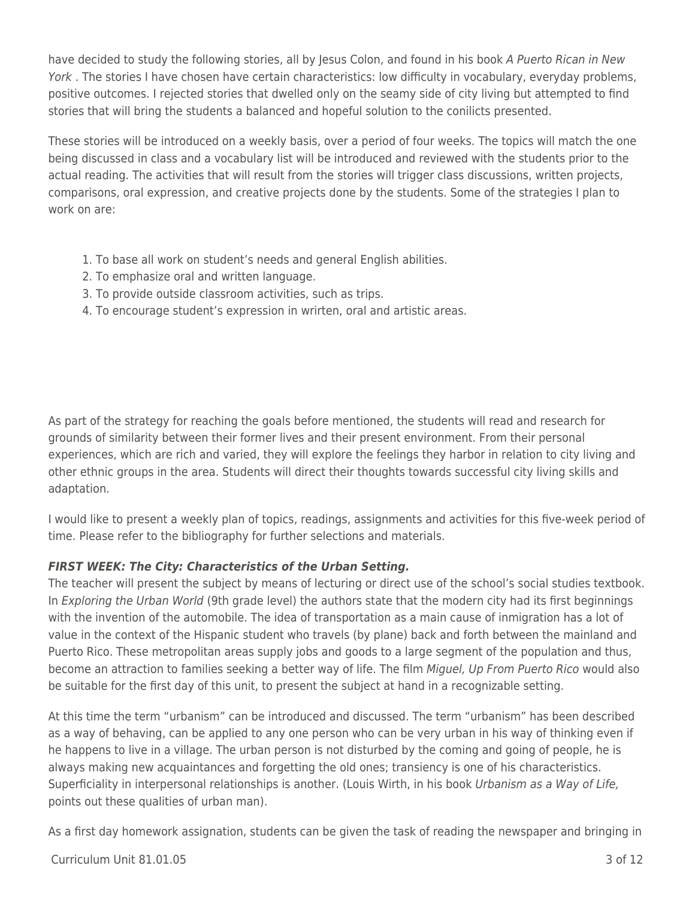have decided to study the following stories, all by Jesus Colon, and found in his book *A Puerto Rican in New York* . The stories I have chosen have certain characteristics: low difficulty in vocabulary, everyday problems, positive outcomes. I rejected stories that dwelled only on the seamy side of city living but attempted to find stories that will bring the students a balanced and hopeful solution to the conilicts presented.

These stories will be introduced on a weekly basis, over a period of four weeks. The topics will match the one being discussed in class and a vocabulary list will be introduced and reviewed with the students prior to the actual reading. The activities that will result from the stories will trigger class discussions, written projects, comparisons, oral expression, and creative projects done by the students. Some of the strategies I plan to work on are:

1. To base all work on student's needs and general English abilities.
2. To emphasize oral and written language.
3. To provide outside classroom activities, such as trips.
4. To encourage student's expression in wrirten, oral and artistic areas.

As part of the strategy for reaching the goals before mentioned, the students will read and research for grounds of similarity between their former lives and their present environment. From their personal experiences, which are rich and varied, they will explore the feelings they harbor in relation to city living and other ethnic groups in the area. Students will direct their thoughts towards successful city living skills and adaptation.

I would like to present a weekly plan of topics, readings, assignments and activities for this five-week period of time. Please refer to the bibliography for further selections and materials.

***FIRST WEEK: The City: Characteristics of the Urban Setting.***

The teacher will present the subject by means of lecturing or direct use of the school's social studies textbook. In *Exploring the Urban World* (9th grade level) the authors state that the modern city had its first beginnings with the invention of the automobile. The idea of transportation as a main cause of inmigration has a lot of value in the context of the Hispanic student who travels (by plane) back and forth between the mainland and Puerto Rico. These metropolitan areas supply jobs and goods to a large segment of the population and thus, become an attraction to families seeking a better way of life. The film *Miguel, Up From Puerto Rico* would also be suitable for the first day of this unit, to present the subject at hand in a recognizable setting.

At this time the term "urbanism" can be introduced and discussed. The term "urbanism" has been described as a way of behaving, can be applied to any one person who can be very urban in his way of thinking even if he happens to live in a village. The urban person is not disturbed by the coming and going of people, he is always making new acquaintances and forgetting the old ones; transiency is one of his characteristics. Superficiality in interpersonal relationships is another. (Louis Wirth, in his book *Urbanism as a Way of Life,* points out these qualities of urban man).

As a first day homework assignation, students can be given the task of reading the newspaper and bringing in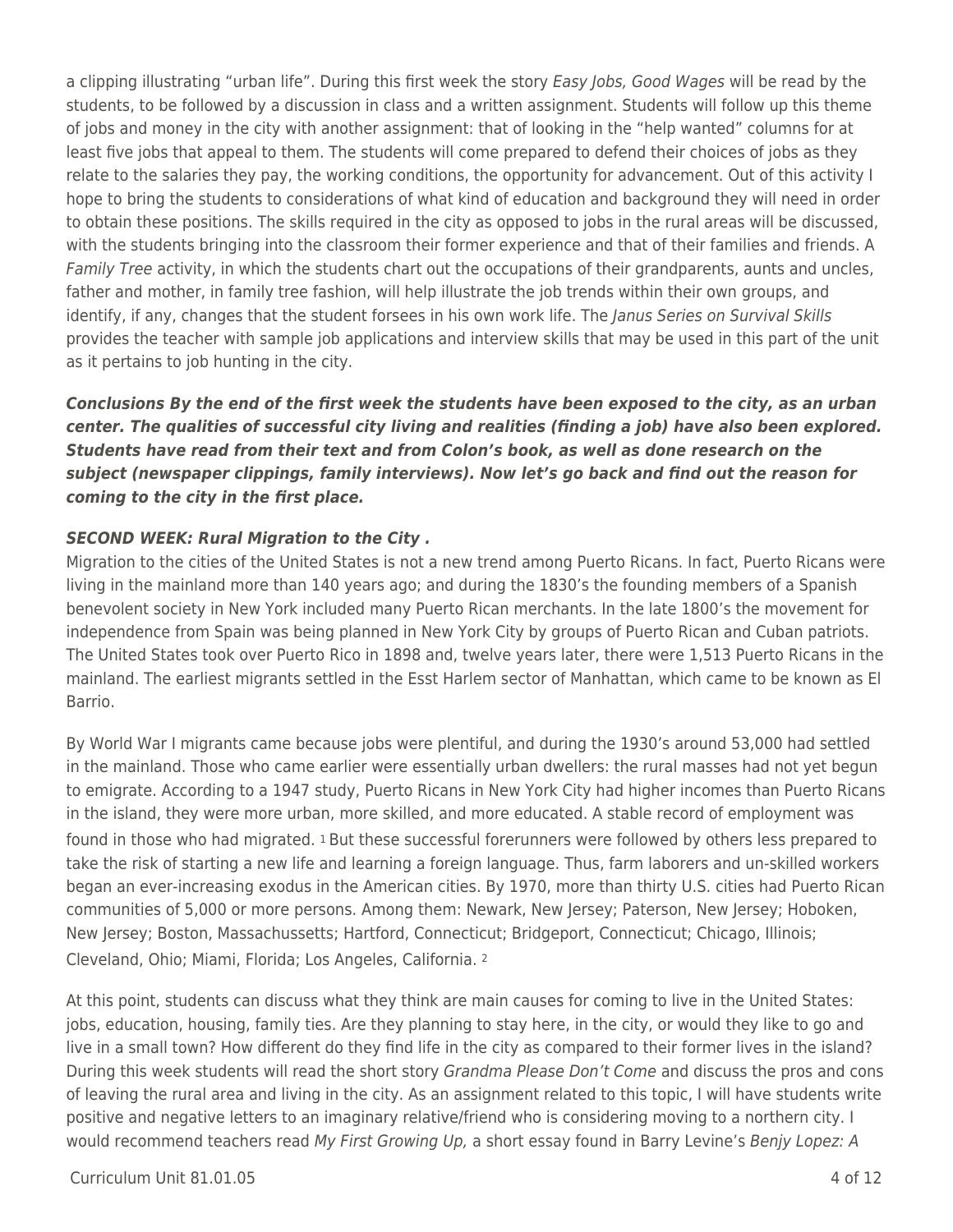a clipping illustrating "urban life". During this first week the story *Easy Jobs, Good Wages* will be read by the students, to be followed by a discussion in class and a written assignment. Students will follow up this theme of jobs and money in the city with another assignment: that of looking in the "help wanted" columns for at least five jobs that appeal to them. The students will come prepared to defend their choices of jobs as they relate to the salaries they pay, the working conditions, the opportunity for advancement. Out of this activity I hope to bring the students to considerations of what kind of education and background they will need in order to obtain these positions. The skills required in the city as opposed to jobs in the rural areas will be discussed, with the students bringing into the classroom their former experience and that of their families and friends. A *Family Tree* activity, in which the students chart out the occupations of their grandparents, aunts and uncles, father and mother, in family tree fashion, will help illustrate the job trends within their own groups, and identify, if any, changes that the student forsees in his own work life. The *Janus Series on Survival Skills* provides the teacher with sample job applications and interview skills that may be used in this part of the unit as it pertains to job hunting in the city.

***Conclusions By the end of the first week the students have been exposed to the city, as an urban center. The qualities of successful city living and realities (finding a job) have also been explored. Students have read from their text and from Colon's book, as well as done research on the subject (newspaper clippings, family interviews). Now let's go back and find out the reason for coming to the city in the first place.***

***SECOND WEEK: Rural Migration to the City .***

Migration to the cities of the United States is not a new trend among Puerto Ricans. In fact, Puerto Ricans were living in the mainland more than 140 years ago; and during the 1830's the founding members of a Spanish benevolent society in New York included many Puerto Rican merchants. In the late 1800's the movement for independence from Spain was being planned in New York City by groups of Puerto Rican and Cuban patriots. The United States took over Puerto Rico in 1898 and, twelve years later, there were 1,513 Puerto Ricans in the mainland. The earliest migrants settled in the Esst Harlem sector of Manhattan, which came to be known as El Barrio.

By World War I migrants came because jobs were plentiful, and during the 1930's around 53,000 had settled in the mainland. Those who came earlier were essentially urban dwellers: the rural masses had not yet begun to emigrate. According to a 1947 study, Puerto Ricans in New York City had higher incomes than Puerto Ricans in the island, they were more urban, more skilled, and more educated. A stable record of employment was found in those who had migrated. [1] But these successful forerunners were followed by others less prepared to take the risk of starting a new life and learning a foreign language. Thus, farm laborers and un-skilled workers began an ever-increasing exodus in the American cities. By 1970, more than thirty U.S. cities had Puerto Rican communities of 5,000 or more persons. Among them: Newark, New Jersey; Paterson, New Jersey; Hoboken, New Jersey; Boston, Massachussetts; Hartford, Connecticut; Bridgeport, Connecticut; Chicago, Illinois; Cleveland, Ohio; Miami, Florida; Los Angeles, California. [2]

At this point, students can discuss what they think are main causes for coming to live in the United States: jobs, education, housing, family ties. Are they planning to stay here, in the city, or would they like to go and live in a small town? How different do they find life in the city as compared to their former lives in the island? During this week students will read the short story *Grandma Please Don't Come* and discuss the pros and cons of leaving the rural area and living in the city. As an assignment related to this topic, I will have students write positive and negative letters to an imaginary relative/friend who is considering moving to a northern city. I would recommend teachers read *My First Growing Up,* a short essay found in Barry Levine's *Benjy Lopez: A*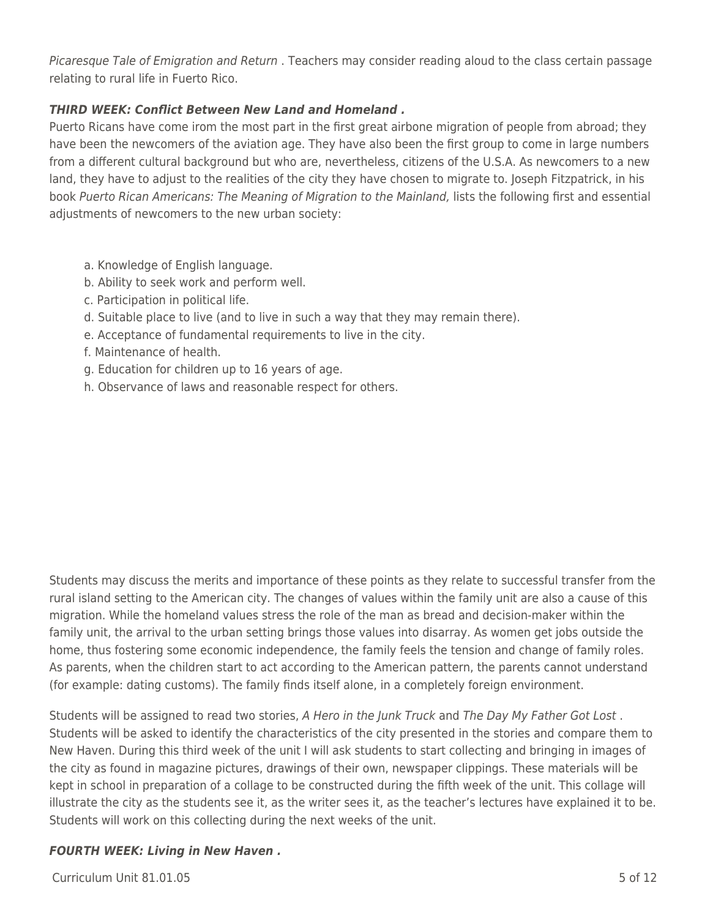*Picaresque Tale of Emigration and Return* . Teachers may consider reading aloud to the class certain passage relating to rural life in Fuerto Rico.

***THIRD WEEK: Conflict Between New Land and Homeland .***

Puerto Ricans have come irom the most part in the first great airbone migration of people from abroad; they have been the newcomers of the aviation age. They have also been the first group to come in large numbers from a different cultural background but who are, nevertheless, citizens of the U.S.A. As newcomers to a new land, they have to adjust to the realities of the city they have chosen to migrate to. Joseph Fitzpatrick, in his book *Puerto Rican Americans: The Meaning of Migration to the Mainland,* lists the following first and essential adjustments of newcomers to the new urban society:

a. Knowledge of English language.
b. Ability to seek work and perform well.
c. Participation in political life.
d. Suitable place to live (and to live in such a way that they may remain there).
e. Acceptance of fundamental requirements to live in the city.
f. Maintenance of health.
g. Education for children up to 16 years of age.
h. Observance of laws and reasonable respect for others.

Students may discuss the merits and importance of these points as they relate to successful transfer from the rural island setting to the American city. The changes of values within the family unit are also a cause of this migration. While the homeland values stress the role of the man as bread and decision-maker within the family unit, the arrival to the urban setting brings those values into disarray. As women get jobs outside the home, thus fostering some economic independence, the family feels the tension and change of family roles. As parents, when the children start to act according to the American pattern, the parents cannot understand (for example: dating customs). The family finds itself alone, in a completely foreign environment.

Students will be assigned to read two stories, *A Hero in the Junk Truck* and *The Day My Father Got Lost* . Students will be asked to identify the characteristics of the city presented in the stories and compare them to New Haven. During this third week of the unit I will ask students to start collecting and bringing in images of the city as found in magazine pictures, drawings of their own, newspaper clippings. These materials will be kept in school in preparation of a collage to be constructed during the fifth week of the unit. This collage will illustrate the city as the students see it, as the writer sees it, as the teacher's lectures have explained it to be. Students will work on this collecting during the next weeks of the unit.

***FOURTH WEEK: Living in New Haven .***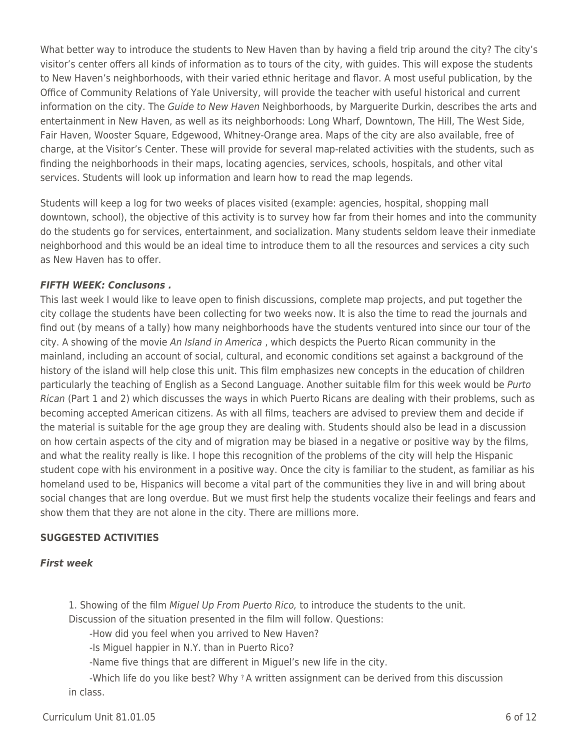What better way to introduce the students to New Haven than by having a field trip around the city? The city's visitor's center offers all kinds of information as to tours of the city, with guides. This will expose the students to New Haven's neighborhoods, with their varied ethnic heritage and flavor. A most useful publication, by the Office of Community Relations of Yale University, will provide the teacher with useful historical and current information on the city. The *Guide to New Haven* Neighborhoods, by Marguerite Durkin, describes the arts and entertainment in New Haven, as well as its neighborhoods: Long Wharf, Downtown, The Hill, The West Side, Fair Haven, Wooster Square, Edgewood, Whitney-Orange area. Maps of the city are also available, free of charge, at the Visitor's Center. These will provide for several map-related activities with the students, such as finding the neighborhoods in their maps, locating agencies, services, schools, hospitals, and other vital services. Students will look up information and learn how to read the map legends.

Students will keep a log for two weeks of places visited (example: agencies, hospital, shopping mall downtown, school), the objective of this activity is to survey how far from their homes and into the community do the students go for services, entertainment, and socialization. Many students seldom leave their inmediate neighborhood and this would be an ideal time to introduce them to all the resources and services a city such as New Haven has to offer.

***FIFTH WEEK: Conclusons .***

This last week I would like to leave open to finish discussions, complete map projects, and put together the city collage the students have been collecting for two weeks now. It is also the time to read the journals and find out (by means of a tally) how many neighborhoods have the students ventured into since our tour of the city. A showing of the movie *An Island in America* , which despicts the Puerto Rican community in the mainland, including an account of social, cultural, and economic conditions set against a background of the history of the island will help close this unit. This film emphasizes new concepts in the education of children particularly the teaching of English as a Second Language. Another suitable film for this week would be *Purto Rican* (Part 1 and 2) which discusses the ways in which Puerto Ricans are dealing with their problems, such as becoming accepted American citizens. As with all films, teachers are advised to preview them and decide if the material is suitable for the age group they are dealing with. Students should also be lead in a discussion on how certain aspects of the city and of migration may be biased in a negative or positive way by the films, and what the reality really is like. I hope this recognition of the problems of the city will help the Hispanic student cope with his environment in a positive way. Once the city is familiar to the student, as familiar as his homeland used to be, Hispanics will become a vital part of the communities they live in and will bring about social changes that are long overdue. But we must first help the students vocalize their feelings and fears and show them that they are not alone in the city. There are millions more.

**SUGGESTED ACTIVITIES**

***First week***

1. Showing of the film *Miguel Up From Puerto Rico,* to introduce the students to the unit.
Discussion of the situation presented in the film will follow. Questions:
   - -How did you feel when you arrived to New Haven?
   - -Is Miguel happier in N.Y. than in Puerto Rico?
   - -Name five things that are different in Miguel's new life in the city.
   - -Which life do you like best? Why ? A written assignment can be derived from this discussion in class.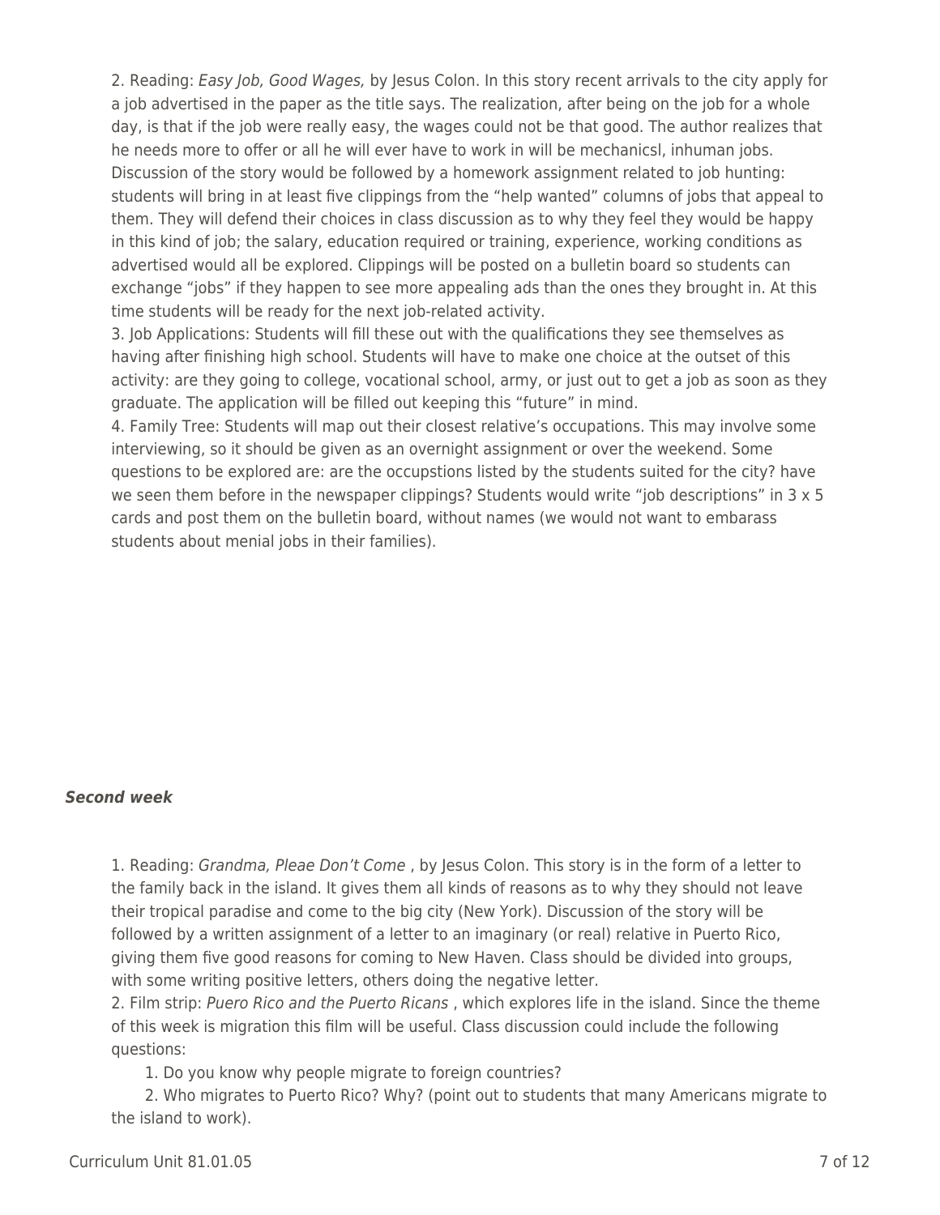2. Reading: *Easy Job, Good Wages,* by Jesus Colon. In this story recent arrivals to the city apply for a job advertised in the paper as the title says. The realization, after being on the job for a whole day, is that if the job were really easy, the wages could not be that good. The author realizes that he needs more to offer or all he will ever have to work in will be mechanicsl, inhuman jobs. Discussion of the story would be followed by a homework assignment related to job hunting: students will bring in at least five clippings from the "help wanted" columns of jobs that appeal to them. They will defend their choices in class discussion as to why they feel they would be happy in this kind of job; the salary, education required or training, experience, working conditions as advertised would all be explored. Clippings will be posted on a bulletin board so students can exchange "jobs" if they happen to see more appealing ads than the ones they brought in. At this time students will be ready for the next job-related activity.

3. Job Applications: Students will fill these out with the qualifications they see themselves as having after finishing high school. Students will have to make one choice at the outset of this activity: are they going to college, vocational school, army, or just out to get a job as soon as they graduate. The application will be filled out keeping this "future" in mind.

4. Family Tree: Students will map out their closest relative's occupations. This may involve some interviewing, so it should be given as an overnight assignment or over the weekend. Some questions to be explored are: are the occupstions listed by the students suited for the city? have we seen them before in the newspaper clippings? Students would write "job descriptions" in 3 x 5 cards and post them on the bulletin board, without names (we would not want to embarass students about menial jobs in their families).

***Second week***

1. Reading: *Grandma, Pleae Don't Come* , by Jesus Colon. This story is in the form of a letter to the family back in the island. It gives them all kinds of reasons as to why they should not leave their tropical paradise and come to the big city (New York). Discussion of the story will be followed by a written assignment of a letter to an imaginary (or real) relative in Puerto Rico, giving them five good reasons for coming to New Haven. Class should be divided into groups, with some writing positive letters, others doing the negative letter.

2. Film strip: *Puero Rico and the Puerto Ricans* , which explores life in the island. Since the theme of this week is migration this film will be useful. Class discussion could include the following questions:

1. Do you know why people migrate to foreign countries?

2. Who migrates to Puerto Rico? Why? (point out to students that many Americans migrate to the island to work).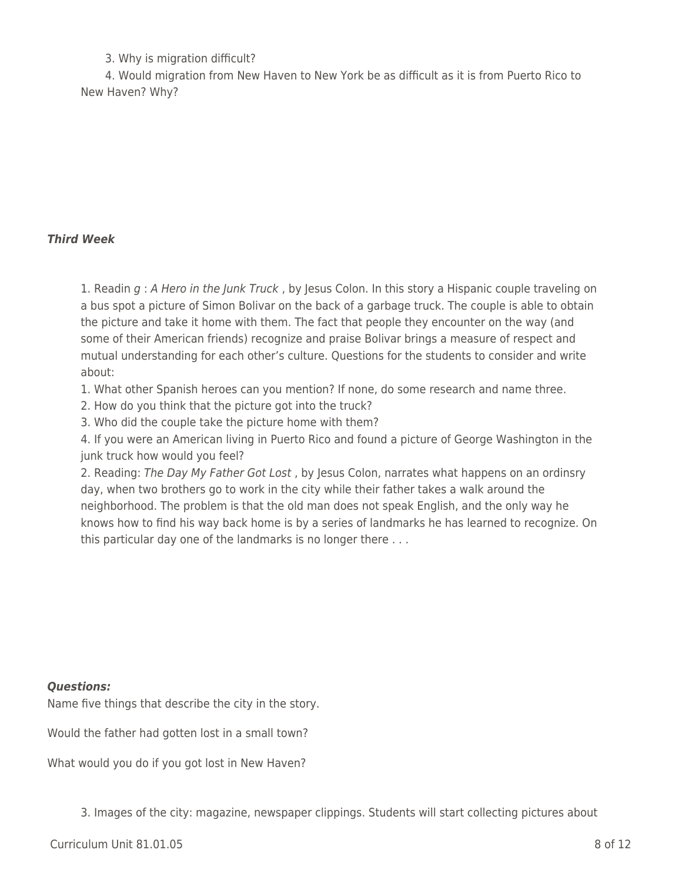3. Why is migration difficult?

4. Would migration from New Haven to New York be as difficult as it is from Puerto Rico to New Haven? Why?

***Third Week***

1. Readin *g* : *A Hero in the Junk Truck* , by Jesus Colon. In this story a Hispanic couple traveling on a bus spot a picture of Simon Bolivar on the back of a garbage truck. The couple is able to obtain the picture and take it home with them. The fact that people they encounter on the way (and some of their American friends) recognize and praise Bolivar brings a measure of respect and mutual understanding for each other's culture. Questions for the students to consider and write about:

1. What other Spanish heroes can you mention? If none, do some research and name three.
2. How do you think that the picture got into the truck?
3. Who did the couple take the picture home with them?
4. If you were an American living in Puerto Rico and found a picture of George Washington in the junk truck how would you feel?

2. Reading: *The Day My Father Got Lost* , by Jesus Colon, narrates what happens on an ordinsry day, when two brothers go to work in the city while their father takes a walk around the neighborhood. The problem is that the old man does not speak English, and the only way he knows how to find his way back home is by a series of landmarks he has learned to recognize. On this particular day one of the landmarks is no longer there . . .

***Questions:***

Name five things that describe the city in the story.

Would the father had gotten lost in a small town?

What would you do if you got lost in New Haven?

3. Images of the city: magazine, newspaper clippings. Students will start collecting pictures about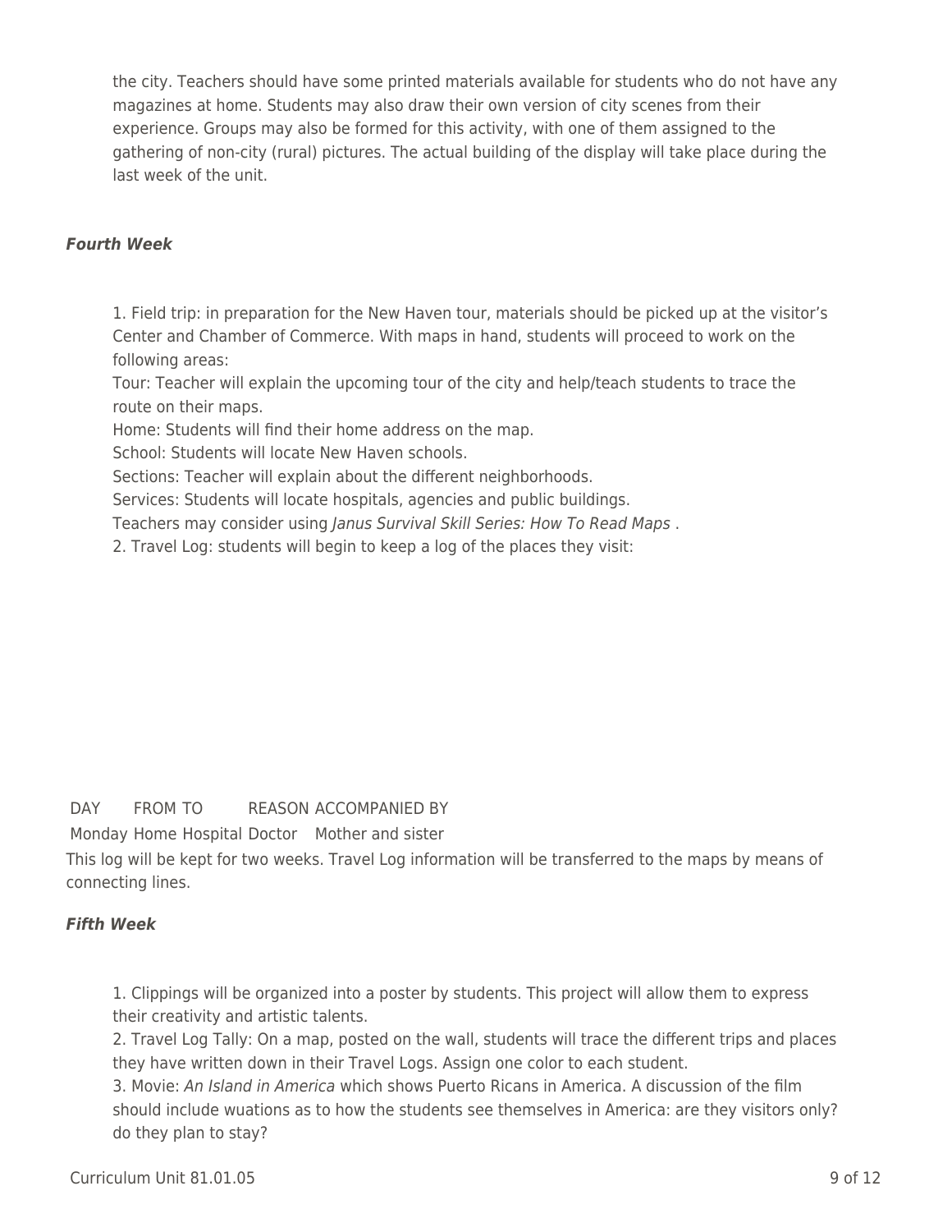the city. Teachers should have some printed materials available for students who do not have any magazines at home. Students may also draw their own version of city scenes from their experience. Groups may also be formed for this activity, with one of them assigned to the gathering of non-city (rural) pictures. The actual building of the display will take place during the last week of the unit.

### *Fourth Week*

1. Field trip: in preparation for the New Haven tour, materials should be picked up at the visitor's Center and Chamber of Commerce. With maps in hand, students will proceed to work on the following areas:
Tour: Teacher will explain the upcoming tour of the city and help/teach students to trace the route on their maps.
Home: Students will find their home address on the map.
School: Students will locate New Haven schools.
Sections: Teacher will explain about the different neighborhoods.
Services: Students will locate hospitals, agencies and public buildings.
Teachers may consider using *Janus Survival Skill Series: How To Read Maps* .
2. Travel Log: students will begin to keep a log of the places they visit:

| DAY | FROM | TO | REASON | ACCOMPANIED BY |
|---|---|---|---|---|
| Monday | Home | Hospital | Doctor | Mother and sister |

This log will be kept for two weeks. Travel Log information will be transferred to the maps by means of connecting lines.

### *Fifth Week*

1. Clippings will be organized into a poster by students. This project will allow them to express their creativity and artistic talents.
2. Travel Log Tally: On a map, posted on the wall, students will trace the different trips and places they have written down in their Travel Logs. Assign one color to each student.
3. Movie: *An Island in America* which shows Puerto Ricans in America. A discussion of the film should include wuations as to how the students see themselves in America: are they visitors only? do they plan to stay?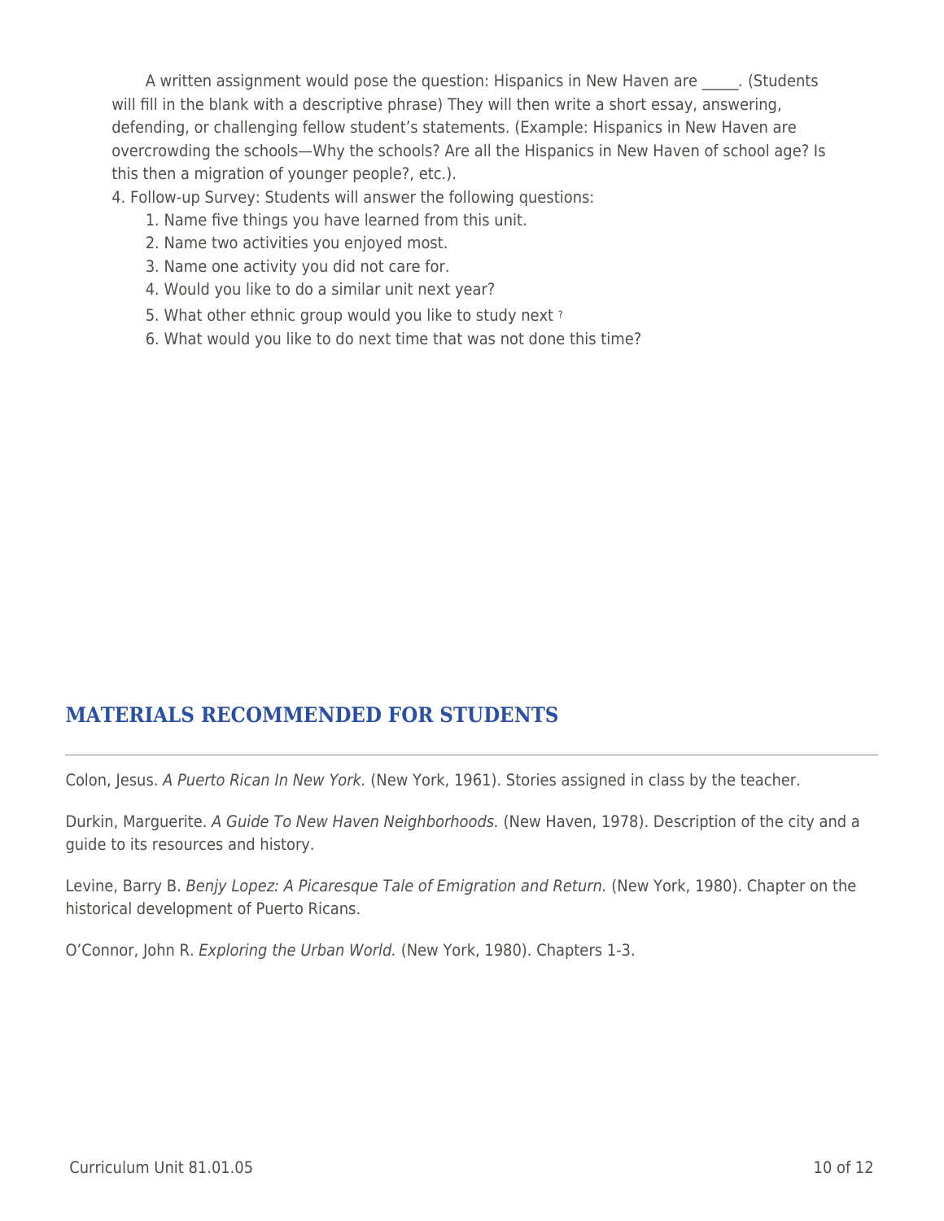A written assignment would pose the question: Hispanics in New Haven are _____. (Students will fill in the blank with a descriptive phrase) They will then write a short essay, answering, defending, or challenging fellow student's statements. (Example: Hispanics in New Haven are overcrowding the schools—Why the schools? Are all the Hispanics in New Haven of school age? Is this then a migration of younger people?, etc.).

4. Follow-up Survey: Students will answer the following questions:

   1. Name five things you have learned from this unit.
   2. Name two activities you enjoyed most.
   3. Name one activity you did not care for.
   4. Would you like to do a similar unit next year?
   5. What other ethnic group would you like to study next ?
   6. What would you like to do next time that was not done this time?

## MATERIALS RECOMMENDED FOR STUDENTS

Colon, Jesus. *A Puerto Rican In New York.* (New York, 1961). Stories assigned in class by the teacher.

Durkin, Marguerite. *A Guide To New Haven Neighborhoods.* (New Haven, 1978). Description of the city and a guide to its resources and history.

Levine, Barry B. *Benjy Lopez: A Picaresque Tale of Emigration and Return.* (New York, 1980). Chapter on the historical development of Puerto Ricans.

O'Connor, John R. *Exploring the Urban World.* (New York, 1980). Chapters 1-3.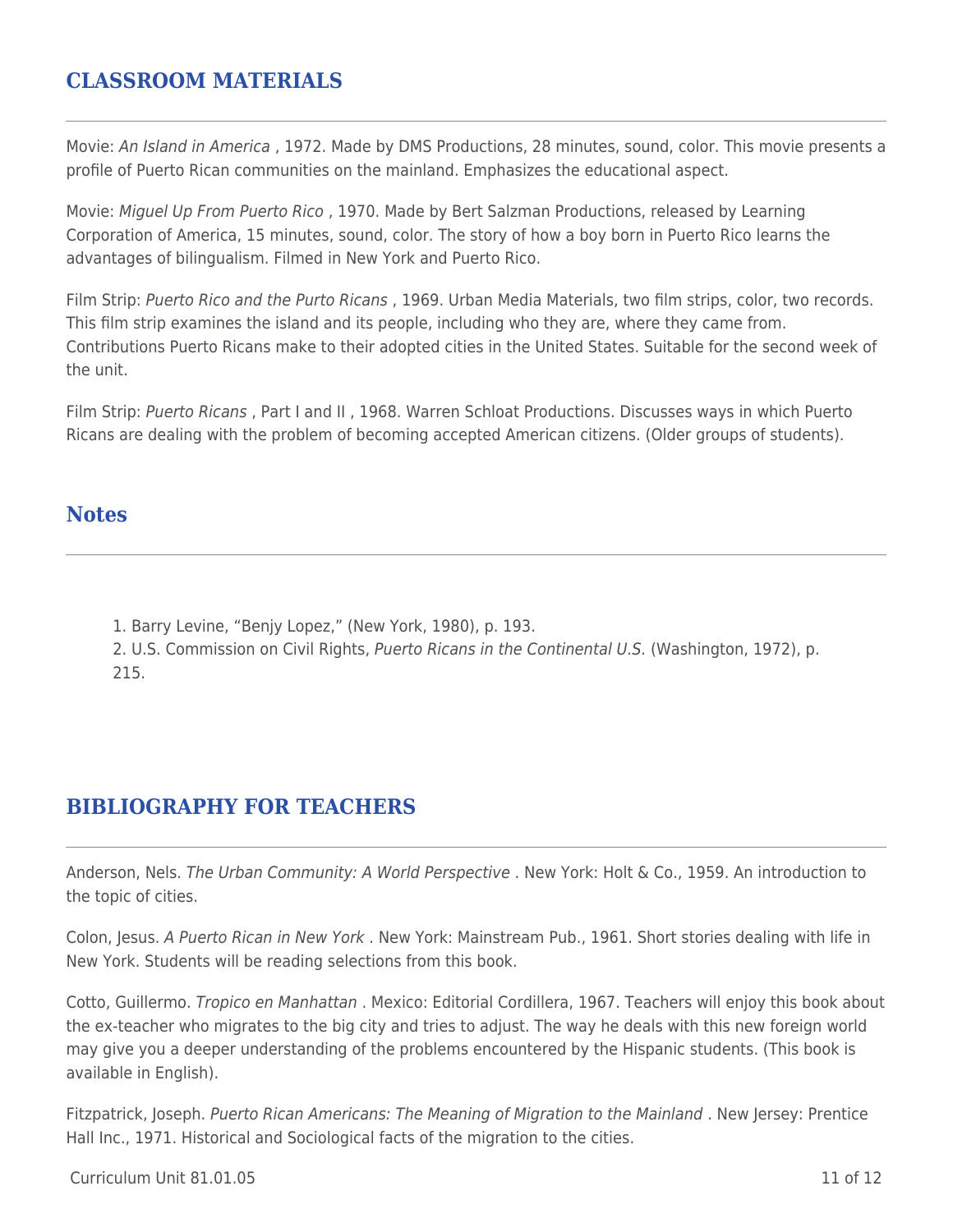## CLASSROOM MATERIALS

Movie: *An Island in America* , 1972. Made by DMS Productions, 28 minutes, sound, color. This movie presents a profile of Puerto Rican communities on the mainland. Emphasizes the educational aspect.

Movie: *Miguel Up From Puerto Rico* , 1970. Made by Bert Salzman Productions, released by Learning Corporation of America, 15 minutes, sound, color. The story of how a boy born in Puerto Rico learns the advantages of bilingualism. Filmed in New York and Puerto Rico.

Film Strip: *Puerto Rico and the Purto Ricans* , 1969. Urban Media Materials, two film strips, color, two records. This film strip examines the island and its people, including who they are, where they came from. Contributions Puerto Ricans make to their adopted cities in the United States. Suitable for the second week of the unit.

Film Strip: *Puerto Ricans* , Part I and II , 1968. Warren Schloat Productions. Discusses ways in which Puerto Ricans are dealing with the problem of becoming accepted American citizens. (Older groups of students).

## Notes

1. Barry Levine, "Benjy Lopez," (New York, 1980), p. 193.
2. U.S. Commission on Civil Rights, *Puerto Ricans in the Continental U.S.* (Washington, 1972), p. 215.

## BIBLIOGRAPHY FOR TEACHERS

Anderson, Nels. *The Urban Community: A World Perspective* . New York: Holt & Co., 1959. An introduction to the topic of cities.

Colon, Jesus. *A Puerto Rican in New York* . New York: Mainstream Pub., 1961. Short stories dealing with life in New York. Students will be reading selections from this book.

Cotto, Guillermo. *Tropico en Manhattan* . Mexico: Editorial Cordillera, 1967. Teachers will enjoy this book about the ex-teacher who migrates to the big city and tries to adjust. The way he deals with this new foreign world may give you a deeper understanding of the problems encountered by the Hispanic students. (This book is available in English).

Fitzpatrick, Joseph. *Puerto Rican Americans: The Meaning of Migration to the Mainland* . New Jersey: Prentice Hall Inc., 1971. Historical and Sociological facts of the migration to the cities.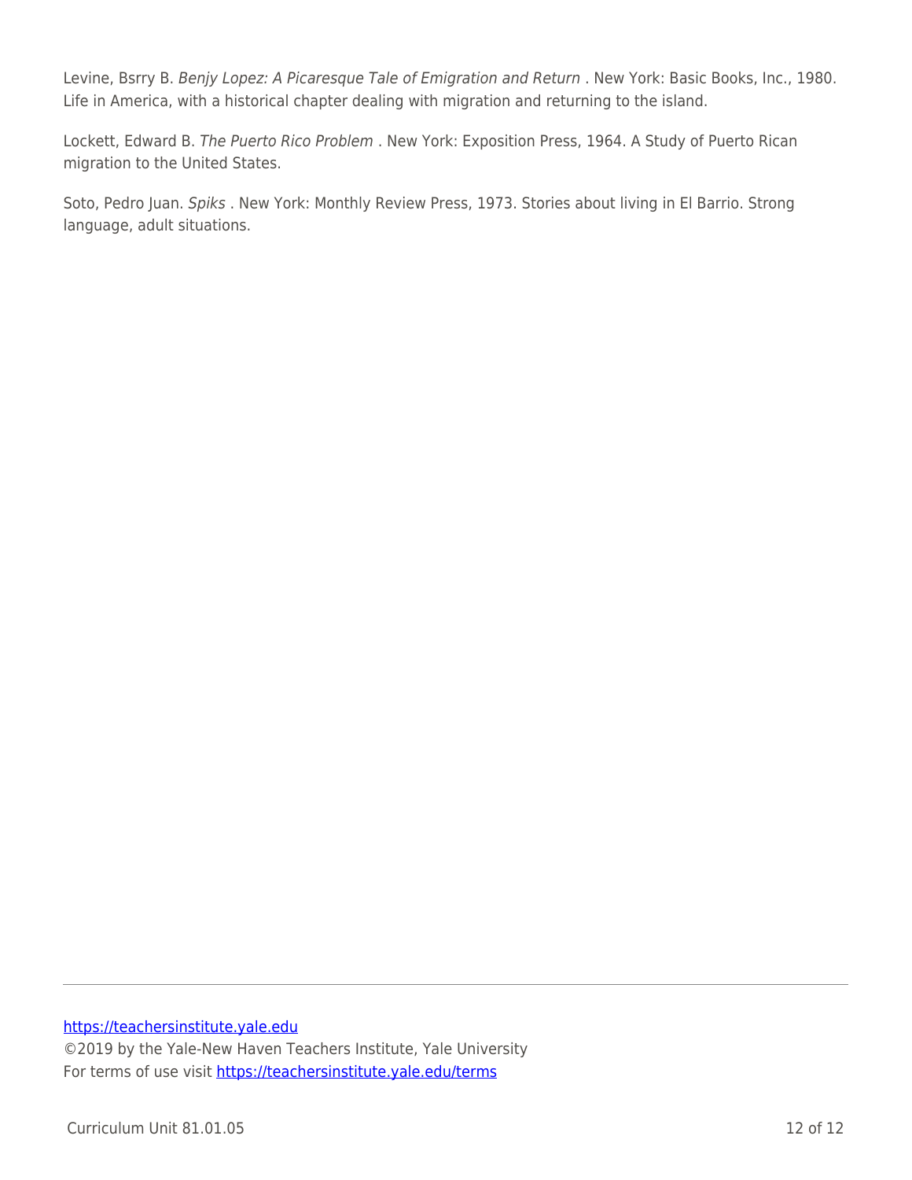Levine, Bsrry B. *Benjy Lopez: A Picaresque Tale of Emigration and Return* . New York: Basic Books, Inc., 1980. Life in America, with a historical chapter dealing with migration and returning to the island.

Lockett, Edward B. *The Puerto Rico Problem* . New York: Exposition Press, 1964. A Study of Puerto Rican migration to the United States.

Soto, Pedro Juan. *Spiks* . New York: Monthly Review Press, 1973. Stories about living in El Barrio. Strong language, adult situations.

https://teachersinstitute.yale.edu
©2019 by the Yale-New Haven Teachers Institute, Yale University
For terms of use visit https://teachersinstitute.yale.edu/terms

Curriculum Unit 81.01.05